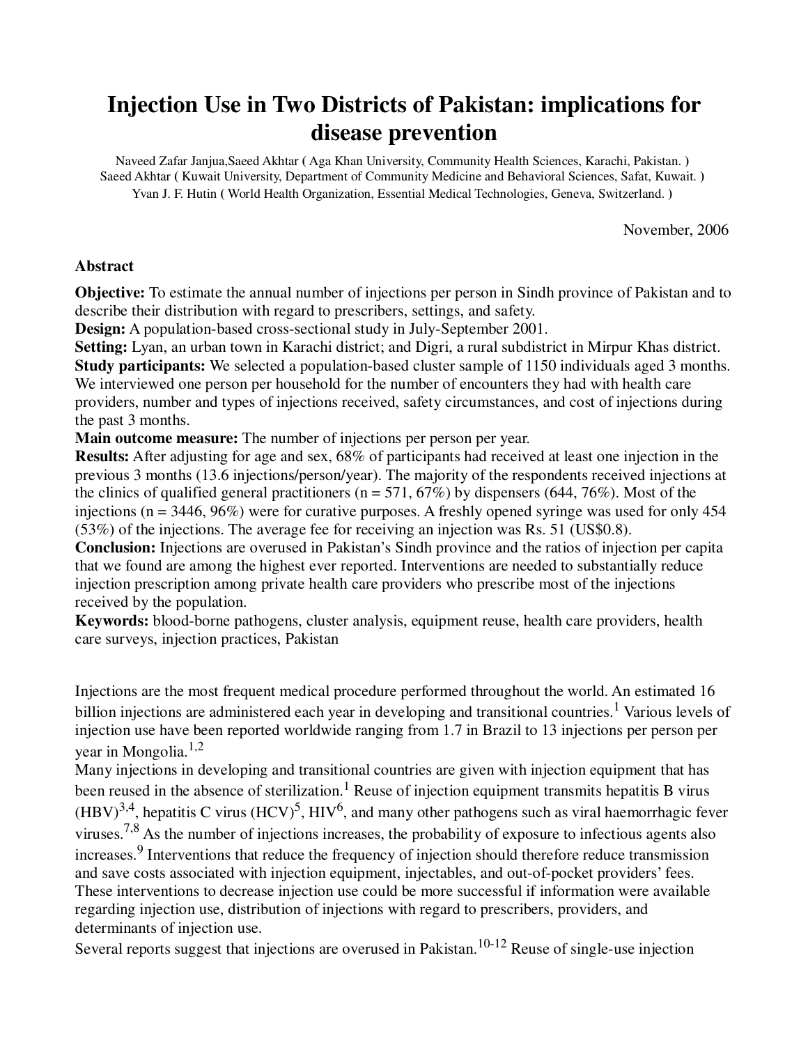# Injection Use in Two Districts of Pakistan: implications for disease prevention

Naveed Zafar Janjua,Saeed Akhtar ( Aga Khan University, Community Health Sciences, Karachi, Pakistan. )
Saeed Akhtar ( Kuwait University, Department of Community Medicine and Behavioral Sciences, Safat, Kuwait. )
Yvan J. F. Hutin ( World Health Organization, Essential Medical Technologies, Geneva, Switzerland. )

November, 2006

### Abstract

**Objective:** To estimate the annual number of injections per person in Sindh province of Pakistan and to describe their distribution with regard to prescribers, settings, and safety.
**Design:** A population-based cross-sectional study in July-September 2001.
**Setting:** Lyan, an urban town in Karachi district; and Digri, a rural subdistrict in Mirpur Khas district.
**Study participants:** We selected a population-based cluster sample of 1150 individuals aged 3 months. We interviewed one person per household for the number of encounters they had with health care providers, number and types of injections received, safety circumstances, and cost of injections during the past 3 months.
**Main outcome measure:** The number of injections per person per year.
**Results:** After adjusting for age and sex, 68% of participants had received at least one injection in the previous 3 months (13.6 injections/person/year). The majority of the respondents received injections at the clinics of qualified general practitioners (n = 571, 67%) by dispensers (644, 76%). Most of the injections (n = 3446, 96%) were for curative purposes. A freshly opened syringe was used for only 454 (53%) of the injections. The average fee for receiving an injection was Rs. 51 (US$0.8).
**Conclusion:** Injections are overused in Pakistan's Sindh province and the ratios of injection per capita that we found are among the highest ever reported. Interventions are needed to substantially reduce injection prescription among private health care providers who prescribe most of the injections received by the population.
**Keywords:** blood-borne pathogens, cluster analysis, equipment reuse, health care providers, health care surveys, injection practices, Pakistan

Injections are the most frequent medical procedure performed throughout the world. An estimated 16 billion injections are administered each year in developing and transitional countries.[1] Various levels of injection use have been reported worldwide ranging from 1.7 in Brazil to 13 injections per person per year in Mongolia.[1,2]
Many injections in developing and transitional countries are given with injection equipment that has been reused in the absence of sterilization.[1] Reuse of injection equipment transmits hepatitis B virus (HBV)[3,4], hepatitis C virus (HCV)[5], HIV[6], and many other pathogens such as viral haemorrhagic fever viruses.[7,8] As the number of injections increases, the probability of exposure to infectious agents also increases.[9] Interventions that reduce the frequency of injection should therefore reduce transmission and save costs associated with injection equipment, injectables, and out-of-pocket providers' fees. These interventions to decrease injection use could be more successful if information were available regarding injection use, distribution of injections with regard to prescribers, providers, and determinants of injection use.
Several reports suggest that injections are overused in Pakistan.[10-12] Reuse of single-use injection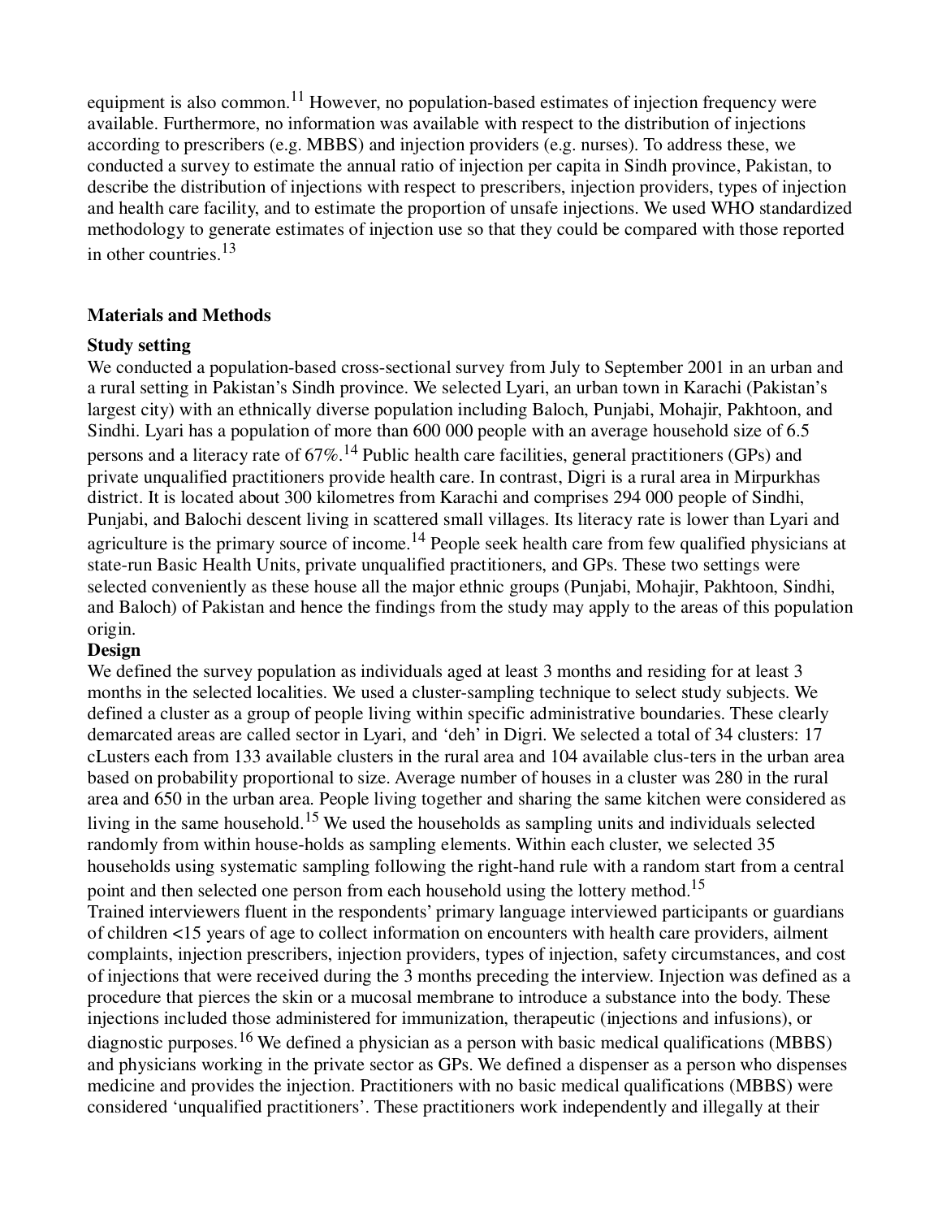equipment is also common.[11] However, no population-based estimates of injection frequency were available. Furthermore, no information was available with respect to the distribution of injections according to prescribers (e.g. MBBS) and injection providers (e.g. nurses). To address these, we conducted a survey to estimate the annual ratio of injection per capita in Sindh province, Pakistan, to describe the distribution of injections with respect to prescribers, injection providers, types of injection and health care facility, and to estimate the proportion of unsafe injections. We used WHO standardized methodology to generate estimates of injection use so that they could be compared with those reported in other countries.[13]

## Materials and Methods

### Study setting

We conducted a population-based cross-sectional survey from July to September 2001 in an urban and a rural setting in Pakistan's Sindh province. We selected Lyari, an urban town in Karachi (Pakistan's largest city) with an ethnically diverse population including Baloch, Punjabi, Mohajir, Pakhtoon, and Sindhi. Lyari has a population of more than 600 000 people with an average household size of 6.5 persons and a literacy rate of 67%.[14] Public health care facilities, general practitioners (GPs) and private unqualified practitioners provide health care. In contrast, Digri is a rural area in Mirpurkhas district. It is located about 300 kilometres from Karachi and comprises 294 000 people of Sindhi, Punjabi, and Balochi descent living in scattered small villages. Its literacy rate is lower than Lyari and agriculture is the primary source of income.[14] People seek health care from few qualified physicians at state-run Basic Health Units, private unqualified practitioners, and GPs. These two settings were selected conveniently as these house all the major ethnic groups (Punjabi, Mohajir, Pakhtoon, Sindhi, and Baloch) of Pakistan and hence the findings from the study may apply to the areas of this population origin.

### Design

We defined the survey population as individuals aged at least 3 months and residing for at least 3 months in the selected localities. We used a cluster-sampling technique to select study subjects. We defined a cluster as a group of people living within specific administrative boundaries. These clearly demarcated areas are called sector in Lyari, and 'deh' in Digri. We selected a total of 34 clusters: 17 cLusters each from 133 available clusters in the rural area and 104 available clus-ters in the urban area based on probability proportional to size. Average number of houses in a cluster was 280 in the rural area and 650 in the urban area. People living together and sharing the same kitchen were considered as living in the same household.[15] We used the households as sampling units and individuals selected randomly from within house-holds as sampling elements. Within each cluster, we selected 35 households using systematic sampling following the right-hand rule with a random start from a central point and then selected one person from each household using the lottery method.[15]

Trained interviewers fluent in the respondents' primary language interviewed participants or guardians of children <15 years of age to collect information on encounters with health care providers, ailment complaints, injection prescribers, injection providers, types of injection, safety circumstances, and cost of injections that were received during the 3 months preceding the interview. Injection was defined as a procedure that pierces the skin or a mucosal membrane to introduce a substance into the body. These injections included those administered for immunization, therapeutic (injections and infusions), or diagnostic purposes.[16] We defined a physician as a person with basic medical qualifications (MBBS) and physicians working in the private sector as GPs. We defined a dispenser as a person who dispenses medicine and provides the injection. Practitioners with no basic medical qualifications (MBBS) were considered 'unqualified practitioners'. These practitioners work independently and illegally at their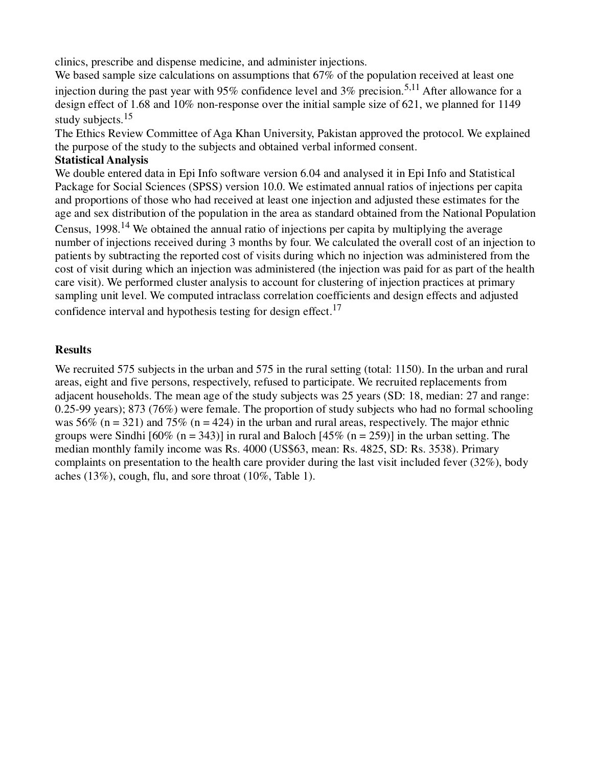clinics, prescribe and dispense medicine, and administer injections.

We based sample size calculations on assumptions that 67% of the population received at least one injection during the past year with 95% confidence level and 3% precision.[5,11] After allowance for a design effect of 1.68 and 10% non-response over the initial sample size of 621, we planned for 1149 study subjects.[15]

The Ethics Review Committee of Aga Khan University, Pakistan approved the protocol. We explained the purpose of the study to the subjects and obtained verbal informed consent.

**Statistical Analysis**

We double entered data in Epi Info software version 6.04 and analysed it in Epi Info and Statistical Package for Social Sciences (SPSS) version 10.0. We estimated annual ratios of injections per capita and proportions of those who had received at least one injection and adjusted these estimates for the age and sex distribution of the population in the area as standard obtained from the National Population Census, 1998.[14] We obtained the annual ratio of injections per capita by multiplying the average number of injections received during 3 months by four. We calculated the overall cost of an injection to patients by subtracting the reported cost of visits during which no injection was administered from the cost of visit during which an injection was administered (the injection was paid for as part of the health care visit). We performed cluster analysis to account for clustering of injection practices at primary sampling unit level. We computed intraclass correlation coefficients and design effects and adjusted confidence interval and hypothesis testing for design effect.[17]

## Results

We recruited 575 subjects in the urban and 575 in the rural setting (total: 1150). In the urban and rural areas, eight and five persons, respectively, refused to participate. We recruited replacements from adjacent households. The mean age of the study subjects was 25 years (SD: 18, median: 27 and range: 0.25-99 years); 873 (76%) were female. The proportion of study subjects who had no formal schooling was 56% (n = 321) and 75% (n = 424) in the urban and rural areas, respectively. The major ethnic groups were Sindhi [60% (n = 343)] in rural and Baloch [45% (n = 259)] in the urban setting. The median monthly family income was Rs. 4000 (US$63, mean: Rs. 4825, SD: Rs. 3538). Primary complaints on presentation to the health care provider during the last visit included fever (32%), body aches (13%), cough, flu, and sore throat (10%, Table 1).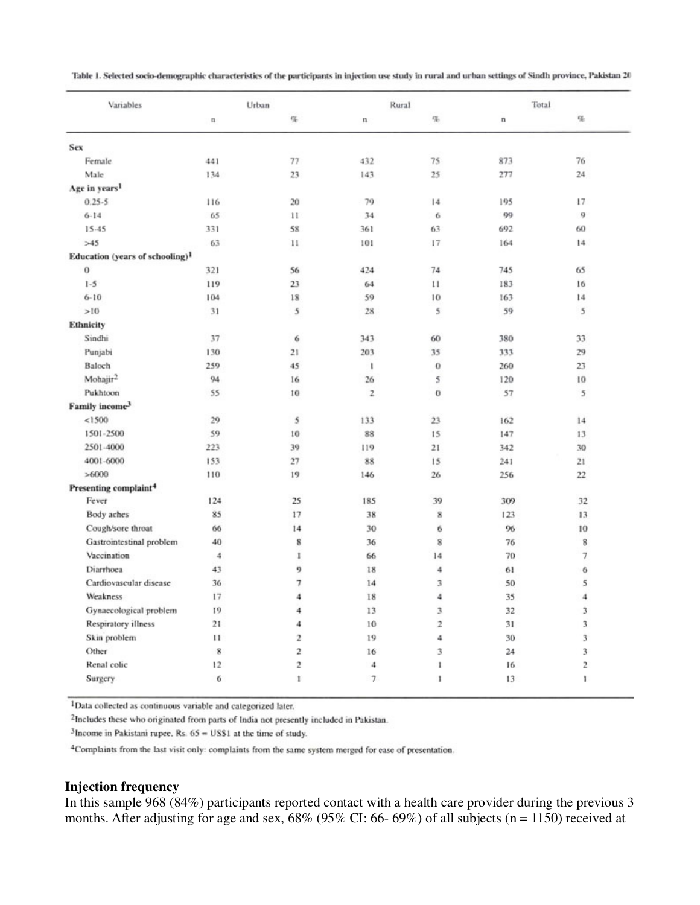Table 1. Selected socio-demographic characteristics of the participants in injection use study in rural and urban settings of Sindh province, Pakistan 20

| Variables | Urban | | Rural | | Total | |
|---|---|---|---|---|---|---|
| | n | % | n | % | n | % |
| **Sex** | | | | | | |
| Female | 441 | 77 | 432 | 75 | 873 | 76 |
| Male | 134 | 23 | 143 | 25 | 277 | 24 |
| **Age in years**[1] | | | | | | |
| 0.25-5 | 116 | 20 | 79 | 14 | 195 | 17 |
| 6-14 | 65 | 11 | 34 | 6 | 99 | 9 |
| 15-45 | 331 | 58 | 361 | 63 | 692 | 60 |
| >45 | 63 | 11 | 101 | 17 | 164 | 14 |
| **Education (years of schooling)**[1] | | | | | | |
| 0 | 321 | 56 | 424 | 74 | 745 | 65 |
| 1-5 | 119 | 23 | 64 | 11 | 183 | 16 |
| 6-10 | 104 | 18 | 59 | 10 | 163 | 14 |
| >10 | 31 | 5 | 28 | 5 | 59 | 5 |
| **Ethnicity** | | | | | | |
| Sindhi | 37 | 6 | 343 | 60 | 380 | 33 |
| Punjabi | 130 | 21 | 203 | 35 | 333 | 29 |
| Baloch | 259 | 45 | 1 | 0 | 260 | 23 |
| Mohajir[2] | 94 | 16 | 26 | 5 | 120 | 10 |
| Pukhtoon | 55 | 10 | 2 | 0 | 57 | 5 |
| **Family income**[3] | | | | | | |
| <1500 | 29 | 5 | 133 | 23 | 162 | 14 |
| 1501-2500 | 59 | 10 | 88 | 15 | 147 | 13 |
| 2501-4000 | 223 | 39 | 119 | 21 | 342 | 30 |
| 4001-6000 | 153 | 27 | 88 | 15 | 241 | 21 |
| >6000 | 110 | 19 | 146 | 26 | 256 | 22 |
| **Presenting complaint**[4] | | | | | | |
| Fever | 124 | 25 | 185 | 39 | 309 | 32 |
| Body aches | 85 | 17 | 38 | 8 | 123 | 13 |
| Cough/sore throat | 66 | 14 | 30 | 6 | 96 | 10 |
| Gastrointestinal problem | 40 | 8 | 36 | 8 | 76 | 8 |
| Vaccination | 4 | 1 | 66 | 14 | 70 | 7 |
| Diarrhoea | 43 | 9 | 18 | 4 | 61 | 6 |
| Cardiovascular disease | 36 | 7 | 14 | 3 | 50 | 5 |
| Weakness | 17 | 4 | 18 | 4 | 35 | 4 |
| Gynaecological problem | 19 | 4 | 13 | 3 | 32 | 3 |
| Respiratory illness | 21 | 4 | 10 | 2 | 31 | 3 |
| Skin problem | 11 | 2 | 19 | 4 | 30 | 3 |
| Other | 8 | 2 | 16 | 3 | 24 | 3 |
| Renal colic | 12 | 2 | 4 | 1 | 16 | 2 |
| Surgery | 6 | 1 | 7 | 1 | 13 | 1 |

[1]Data collected as continuous variable and categorized later.

[2]Includes these who originated from parts of India not presently included in Pakistan.

[3]Income in Pakistani rupee, Rs. 65 = US$1 at the time of study.

[4]Complaints from the last visit only: complaints from the same system merged for ease of presentation.

## Injection frequency

In this sample 968 (84%) participants reported contact with a health care provider during the previous 3 months. After adjusting for age and sex, 68% (95% CI: 66- 69%) of all subjects (n = 1150) received at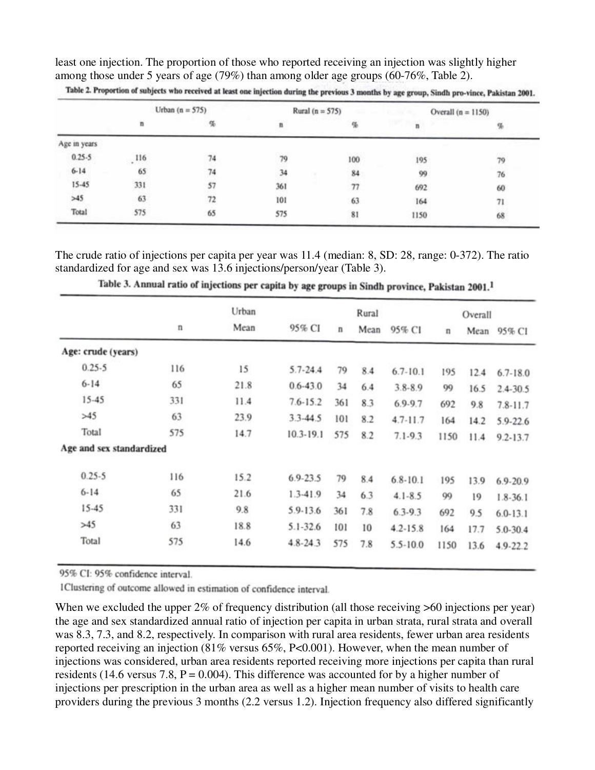least one injection. The proportion of those who reported receiving an injection was slightly higher among those under 5 years of age (79%) than among older age groups (60-76%, Table 2).

**Table 2. Proportion of subjects who received at least one injection during the previous 3 months by age group, Sindh pro-vince, Pakistan 2001.**

| | Urban (n = 575) | | Rural (n = 575) | | Overall (n = 1150) | |
|---|---|---|---|---|---|---|
| | n | % | n | % | n | % |
| Age in years | | | | | | |
| 0.25-5 | 116 | 74 | 79 | 100 | 195 | 79 |
| 6-14 | 65 | 74 | 34 | 84 | 99 | 76 |
| 15-45 | 331 | 57 | 361 | 77 | 692 | 60 |
| >45 | 63 | 72 | 101 | 63 | 164 | 71 |
| Total | 575 | 65 | 575 | 81 | 1150 | 68 |

The crude ratio of injections per capita per year was 11.4 (median: 8, SD: 28, range: 0-372). The ratio standardized for age and sex was 13.6 injections/person/year (Table 3).

**Table 3. Annual ratio of injections per capita by age groups in Sindh province, Pakistan 2001.[1]**

| | Urban | | | Rural | | | Overall | | |
|---|---|---|---|---|---|---|---|---|---|
| | n | Mean | 95% CI | n | Mean | 95% CI | n | Mean | 95% CI |
| **Age: crude (years)** | | | | | | | | | |
| 0.25-5 | 116 | 15 | 5.7-24.4 | 79 | 8.4 | 6.7-10.1 | 195 | 12.4 | 6.7-18.0 |
| 6-14 | 65 | 21.8 | 0.6-43.0 | 34 | 6.4 | 3.8-8.9 | 99 | 16.5 | 2.4-30.5 |
| 15-45 | 331 | 11.4 | 7.6-15.2 | 361 | 8.3 | 6.9-9.7 | 692 | 9.8 | 7.8-11.7 |
| >45 | 63 | 23.9 | 3.3-44.5 | 101 | 8.2 | 4.7-11.7 | 164 | 14.2 | 5.9-22.6 |
| Total | 575 | 14.7 | 10.3-19.1 | 575 | 8.2 | 7.1-9.3 | 1150 | 11.4 | 9.2-13.7 |
| **Age and sex standardized** | | | | | | | | | |
| 0.25-5 | 116 | 15.2 | 6.9-23.5 | 79 | 8.4 | 6.8-10.1 | 195 | 13.9 | 6.9-20.9 |
| 6-14 | 65 | 21.6 | 1.3-41.9 | 34 | 6.3 | 4.1-8.5 | 99 | 19 | 1.8-36.1 |
| 15-45 | 331 | 9.8 | 5.9-13.6 | 361 | 7.8 | 6.3-9.3 | 692 | 9.5 | 6.0-13.1 |
| >45 | 63 | 18.8 | 5.1-32.6 | 101 | 10 | 4.2-15.8 | 164 | 17.7 | 5.0-30.4 |
| Total | 575 | 14.6 | 4.8-24.3 | 575 | 7.8 | 5.5-10.0 | 1150 | 13.6 | 4.9-22.2 |

95% CI: 95% confidence interval.

[1]Clustering of outcome allowed in estimation of confidence interval.

When we excluded the upper 2% of frequency distribution (all those receiving >60 injections per year) the age and sex standardized annual ratio of injection per capita in urban strata, rural strata and overall was 8.3, 7.3, and 8.2, respectively. In comparison with rural area residents, fewer urban area residents reported receiving an injection (81% versus 65%, $P<0.001$). However, when the mean number of injections was considered, urban area residents reported receiving more injections per capita than rural residents (14.6 versus 7.8, $P = 0.004$). This difference was accounted for by a higher number of injections per prescription in the urban area as well as a higher mean number of visits to health care providers during the previous 3 months (2.2 versus 1.2). Injection frequency also differed significantly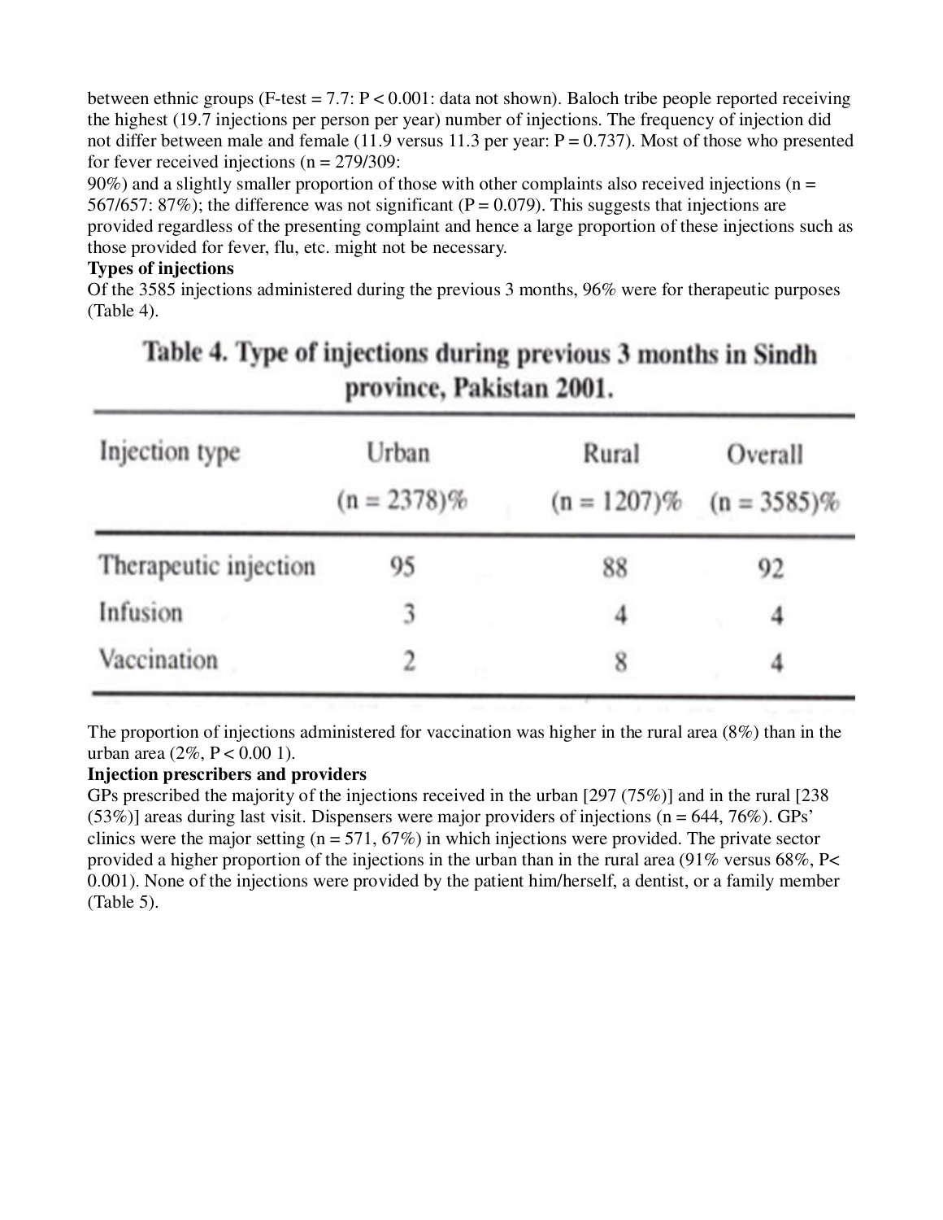between ethnic groups (F-test = 7.7: $P < 0.001$: data not shown). Baloch tribe people reported receiving the highest (19.7 injections per person per year) number of injections. The frequency of injection did not differ between male and female (11.9 versus 11.3 per year: $P = 0.737$). Most of those who presented for fever received injections (n = 279/309: 90%) and a slightly smaller proportion of those with other complaints also received injections (n = 567/657: 87%); the difference was not significant ($P = 0.079$). This suggests that injections are provided regardless of the presenting complaint and hence a large proportion of these injections such as those provided for fever, flu, etc. might not be necessary.

**Types of injections**

Of the 3585 injections administered during the previous 3 months, 96% were for therapeutic purposes (Table 4).

**Table 4. Type of injections during previous 3 months in Sindh province, Pakistan 2001.**

| Injection type | Urban (n = 2378)% | Rural (n = 1207)% | Overall (n = 3585)% |
|---|---|---|---|
| Therapeutic injection | 95 | 88 | 92 |
| Infusion | 3 | 4 | 4 |
| Vaccination | 2 | 8 | 4 |

The proportion of injections administered for vaccination was higher in the rural area (8%) than in the urban area (2%, $P < 0.00$ 1).

**Injection prescribers and providers**

GPs prescribed the majority of the injections received in the urban [297 (75%)] and in the rural [238 (53%)] areas during last visit. Dispensers were major providers of injections (n = 644, 76%). GPs' clinics were the major setting (n = 571, 67%) in which injections were provided. The private sector provided a higher proportion of the injections in the urban than in the rural area (91% versus 68%, $P < 0.001$). None of the injections were provided by the patient him/herself, a dentist, or a family member (Table 5).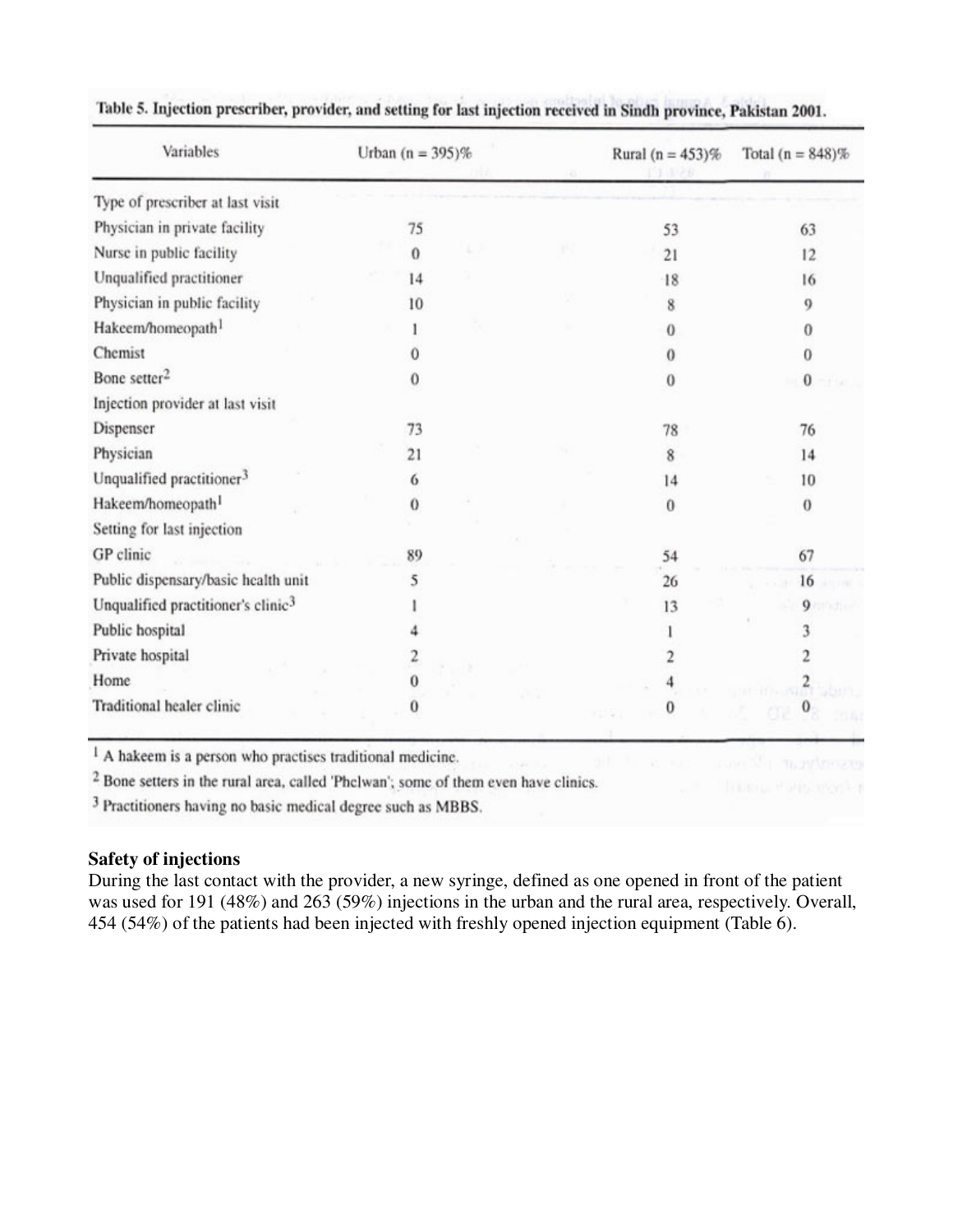Table 5. Injection prescriber, provider, and setting for last injection received in Sindh province, Pakistan 2001.

| Variables | Urban (n = 395)% | Rural (n = 453)% | Total (n = 848)% |
|---|---|---|---|
| Type of prescriber at last visit | | | |
| Physician in private facility | 75 | 53 | 63 |
| Nurse in public facility | 0 | 21 | 12 |
| Unqualified practitioner | 14 | 18 | 16 |
| Physician in public facility | 10 | 8 | 9 |
| Hakeem/homeopath[1] | 1 | 0 | 0 |
| Chemist | 0 | 0 | 0 |
| Bone setter[2] | 0 | 0 | 0 |
| Injection provider at last visit | | | |
| Dispenser | 73 | 78 | 76 |
| Physician | 21 | 8 | 14 |
| Unqualified practitioner[3] | 6 | 14 | 10 |
| Hakeem/homeopath[1] | 0 | 0 | 0 |
| Setting for last injection | | | |
| GP clinic | 89 | 54 | 67 |
| Public dispensary/basic health unit | 5 | 26 | 16 |
| Unqualified practitioner's clinic[3] | 1 | 13 | 9 |
| Public hospital | 4 | 1 | 3 |
| Private hospital | 2 | 2 | 2 |
| Home | 0 | 4 | 2 |
| Traditional healer clinic | 0 | 0 | 0 |

[1] A hakeem is a person who practises traditional medicine.

[2] Bone setters in the rural area, called 'Phelwan'; some of them even have clinics.

[3] Practitioners having no basic medical degree such as MBBS.

**Safety of injections**

During the last contact with the provider, a new syringe, defined as one opened in front of the patient was used for 191 (48%) and 263 (59%) injections in the urban and the rural area, respectively. Overall, 454 (54%) of the patients had been injected with freshly opened injection equipment (Table 6).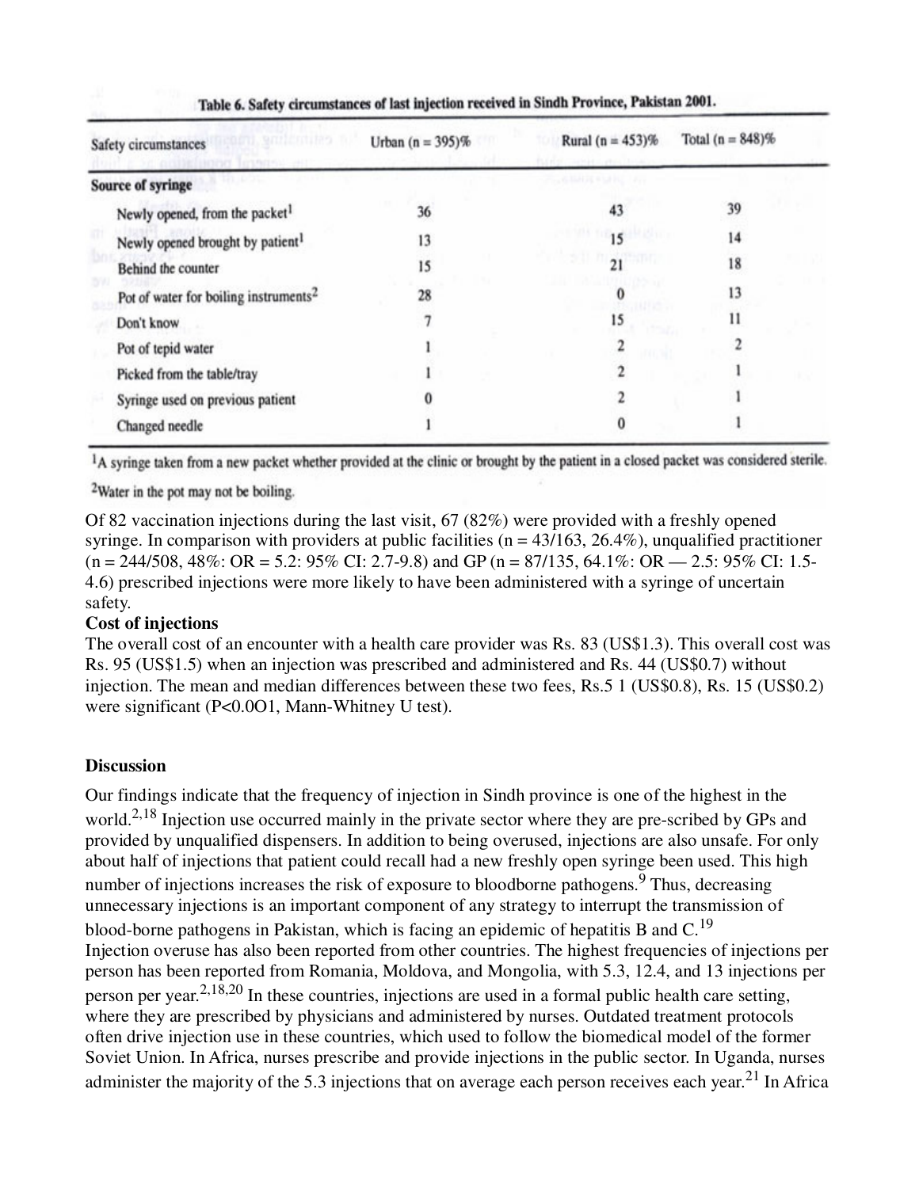**Table 6. Safety circumstances of last injection received in Sindh Province, Pakistan 2001.**

| Safety circumstances | Urban (n = 395)% | Rural (n = 453)% | Total (n = 848)% |
|---|---|---|---|
| **Source of syringe** | | | |
| Newly opened, from the packet[1] | 36 | 43 | 39 |
| Newly opened brought by patient[1] | 13 | 15 | 14 |
| Behind the counter | 15 | 21 | 18 |
| Pot of water for boiling instruments[2] | 28 | 0 | 13 |
| Don't know | 7 | 15 | 11 |
| Pot of tepid water | 1 | 2 | 2 |
| Picked from the table/tray | 1 | 2 | 1 |
| Syringe used on previous patient | 0 | 2 | 1 |
| Changed needle | 1 | 0 | 1 |

[1]A syringe taken from a new packet whether provided at the clinic or brought by the patient in a closed packet was considered sterile.

[2]Water in the pot may not be boiling.

Of 82 vaccination injections during the last visit, 67 (82%) were provided with a freshly opened syringe. In comparison with providers at public facilities (n = 43/163, 26.4%), unqualified practitioner (n = 244/508, 48%: OR = 5.2: 95% CI: 2.7-9.8) and GP (n = 87/135, 64.1%: OR — 2.5: 95% CI: 1.5-4.6) prescribed injections were more likely to have been administered with a syringe of uncertain safety.

**Cost of injections**

The overall cost of an encounter with a health care provider was Rs. 83 (US$1.3). This overall cost was Rs. 95 (US$1.5) when an injection was prescribed and administered and Rs. 44 (US$0.7) without injection. The mean and median differences between these two fees, Rs.5 1 (US$0.8), Rs. 15 (US$0.2) were significant (P<0.0O1, Mann-Whitney U test).

## Discussion

Our findings indicate that the frequency of injection in Sindh province is one of the highest in the world.[2,18] Injection use occurred mainly in the private sector where they are pre-scribed by GPs and provided by unqualified dispensers. In addition to being overused, injections are also unsafe. For only about half of injections that patient could recall had a new freshly open syringe been used. This high number of injections increases the risk of exposure to bloodborne pathogens.[9] Thus, decreasing unnecessary injections is an important component of any strategy to interrupt the transmission of blood-borne pathogens in Pakistan, which is facing an epidemic of hepatitis B and C.[19]

Injection overuse has also been reported from other countries. The highest frequencies of injections per person has been reported from Romania, Moldova, and Mongolia, with 5.3, 12.4, and 13 injections per person per year.[2,18,20] In these countries, injections are used in a formal public health care setting, where they are prescribed by physicians and administered by nurses. Outdated treatment protocols often drive injection use in these countries, which used to follow the biomedical model of the former Soviet Union. In Africa, nurses prescribe and provide injections in the public sector. In Uganda, nurses administer the majority of the 5.3 injections that on average each person receives each year.[21] In Africa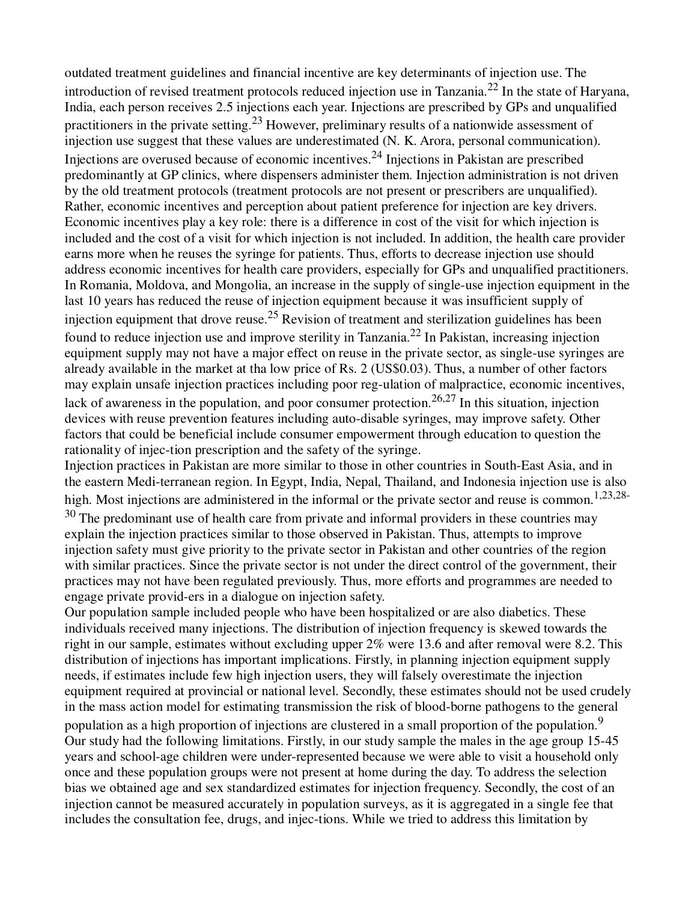outdated treatment guidelines and financial incentive are key determinants of injection use. The introduction of revised treatment protocols reduced injection use in Tanzania.[22] In the state of Haryana, India, each person receives 2.5 injections each year. Injections are prescribed by GPs and unqualified practitioners in the private setting.[23] However, preliminary results of a nationwide assessment of injection use suggest that these values are underestimated (N. K. Arora, personal communication). Injections are overused because of economic incentives.[24] Injections in Pakistan are prescribed predominantly at GP clinics, where dispensers administer them. Injection administration is not driven by the old treatment protocols (treatment protocols are not present or prescribers are unqualified). Rather, economic incentives and perception about patient preference for injection are key drivers. Economic incentives play a key role: there is a difference in cost of the visit for which injection is included and the cost of a visit for which injection is not included. In addition, the health care provider earns more when he reuses the syringe for patients. Thus, efforts to decrease injection use should address economic incentives for health care providers, especially for GPs and unqualified practitioners. In Romania, Moldova, and Mongolia, an increase in the supply of single-use injection equipment in the last 10 years has reduced the reuse of injection equipment because it was insufficient supply of injection equipment that drove reuse.[25] Revision of treatment and sterilization guidelines has been found to reduce injection use and improve sterility in Tanzania.[22] In Pakistan, increasing injection equipment supply may not have a major effect on reuse in the private sector, as single-use syringes are already available in the market at tha low price of Rs. 2 (US$0.03). Thus, a number of other factors may explain unsafe injection practices including poor reg-ulation of malpractice, economic incentives, lack of awareness in the population, and poor consumer protection.[26,27] In this situation, injection devices with reuse prevention features including auto-disable syringes, may improve safety. Other factors that could be beneficial include consumer empowerment through education to question the rationality of injec-tion prescription and the safety of the syringe.

Injection practices in Pakistan are more similar to those in other countries in South-East Asia, and in the eastern Medi-terranean region. In Egypt, India, Nepal, Thailand, and Indonesia injection use is also high. Most injections are administered in the informal or the private sector and reuse is common.[1,23,28-30] The predominant use of health care from private and informal providers in these countries may explain the injection practices similar to those observed in Pakistan. Thus, attempts to improve injection safety must give priority to the private sector in Pakistan and other countries of the region with similar practices. Since the private sector is not under the direct control of the government, their practices may not have been regulated previously. Thus, more efforts and programmes are needed to engage private provid-ers in a dialogue on injection safety.

Our population sample included people who have been hospitalized or are also diabetics. These individuals received many injections. The distribution of injection frequency is skewed towards the right in our sample, estimates without excluding upper 2% were 13.6 and after removal were 8.2. This distribution of injections has important implications. Firstly, in planning injection equipment supply needs, if estimates include few high injection users, they will falsely overestimate the injection equipment required at provincial or national level. Secondly, these estimates should not be used crudely in the mass action model for estimating transmission the risk of blood-borne pathogens to the general population as a high proportion of injections are clustered in a small proportion of the population.[9]

Our study had the following limitations. Firstly, in our study sample the males in the age group 15-45 years and school-age children were under-represented because we were able to visit a household only once and these population groups were not present at home during the day. To address the selection bias we obtained age and sex standardized estimates for injection frequency. Secondly, the cost of an injection cannot be measured accurately in population surveys, as it is aggregated in a single fee that includes the consultation fee, drugs, and injec-tions. While we tried to address this limitation by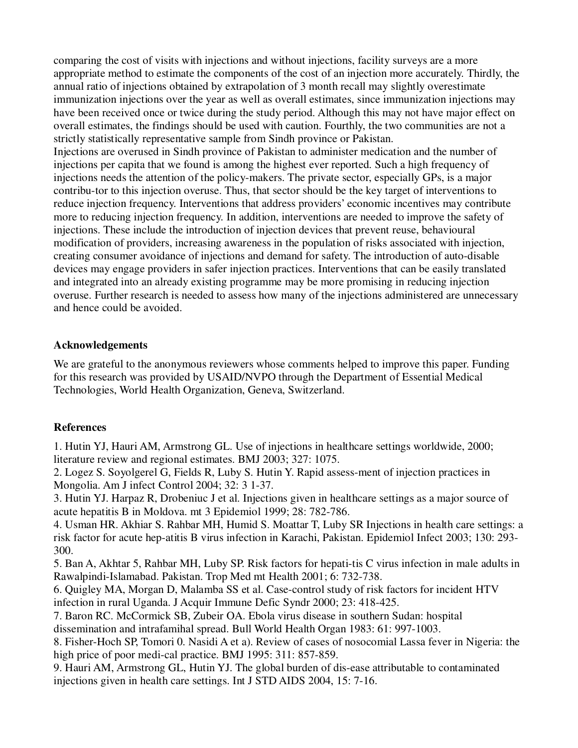comparing the cost of visits with injections and without injections, facility surveys are a more appropriate method to estimate the components of the cost of an injection more accurately. Thirdly, the annual ratio of injections obtained by extrapolation of 3 month recall may slightly overestimate immunization injections over the year as well as overall estimates, since immunization injections may have been received once or twice during the study period. Although this may not have major effect on overall estimates, the findings should be used with caution. Fourthly, the two communities are not a strictly statistically representative sample from Sindh province or Pakistan.

Injections are overused in Sindh province of Pakistan to administer medication and the number of injections per capita that we found is among the highest ever reported. Such a high frequency of injections needs the attention of the policy-makers. The private sector, especially GPs, is a major contribu-tor to this injection overuse. Thus, that sector should be the key target of interventions to reduce injection frequency. Interventions that address providers' economic incentives may contribute more to reducing injection frequency. In addition, interventions are needed to improve the safety of injections. These include the introduction of injection devices that prevent reuse, behavioural modification of providers, increasing awareness in the population of risks associated with injection, creating consumer avoidance of injections and demand for safety. The introduction of auto-disable devices may engage providers in safer injection practices. Interventions that can be easily translated and integrated into an already existing programme may be more promising in reducing injection overuse. Further research is needed to assess how many of the injections administered are unnecessary and hence could be avoided.

## Acknowledgements

We are grateful to the anonymous reviewers whose comments helped to improve this paper. Funding for this research was provided by USAID/NVPO through the Department of Essential Medical Technologies, World Health Organization, Geneva, Switzerland.

## References

1. Hutin YJ, Hauri AM, Armstrong GL. Use of injections in healthcare settings worldwide, 2000; literature review and regional estimates. BMJ 2003; 327: 1075.
2. Logez S. Soyolgerel G, Fields R, Luby S. Hutin Y. Rapid assess-ment of injection practices in Mongolia. Am J infect Control 2004; 32: 3 1-37.
3. Hutin YJ. Harpaz R, Drobeniuc J et al. Injections given in healthcare settings as a major source of acute hepatitis B in Moldova. mt 3 Epidemiol 1999; 28: 782-786.
4. Usman HR. Akhiar S. Rahbar MH, Humid S. Moattar T, Luby SR Injections in health care settings: a risk factor for acute hep-atitis B virus infection in Karachi, Pakistan. Epidemiol Infect 2003; 130: 293-300.
5. Ban A, Akhtar 5, Rahbar MH, Luby SP. Risk factors for hepati-tis C virus infection in male adults in Rawalpindi-Islamabad. Pakistan. Trop Med mt Health 2001; 6: 732-738.
6. Quigley MA, Morgan D, Malamba SS et al. Case-control study of risk factors for incident HTV infection in rural Uganda. J Acquir Immune Defic Syndr 2000; 23: 418-425.
7. Baron RC. McCormick SB, Zubeir OA. Ebola virus disease in southern Sudan: hospital dissemination and intrafamihal spread. Bull World Health Organ 1983: 61: 997-1003.
8. Fisher-Hoch SP, Tomori 0. Nasidi A et a). Review of cases of nosocomial Lassa fever in Nigeria: the high price of poor medi-cal practice. BMJ 1995: 311: 857-859.
9. Hauri AM, Armstrong GL, Hutin YJ. The global burden of dis-ease attributable to contaminated injections given in health care settings. Int J STD AIDS 2004, 15: 7-16.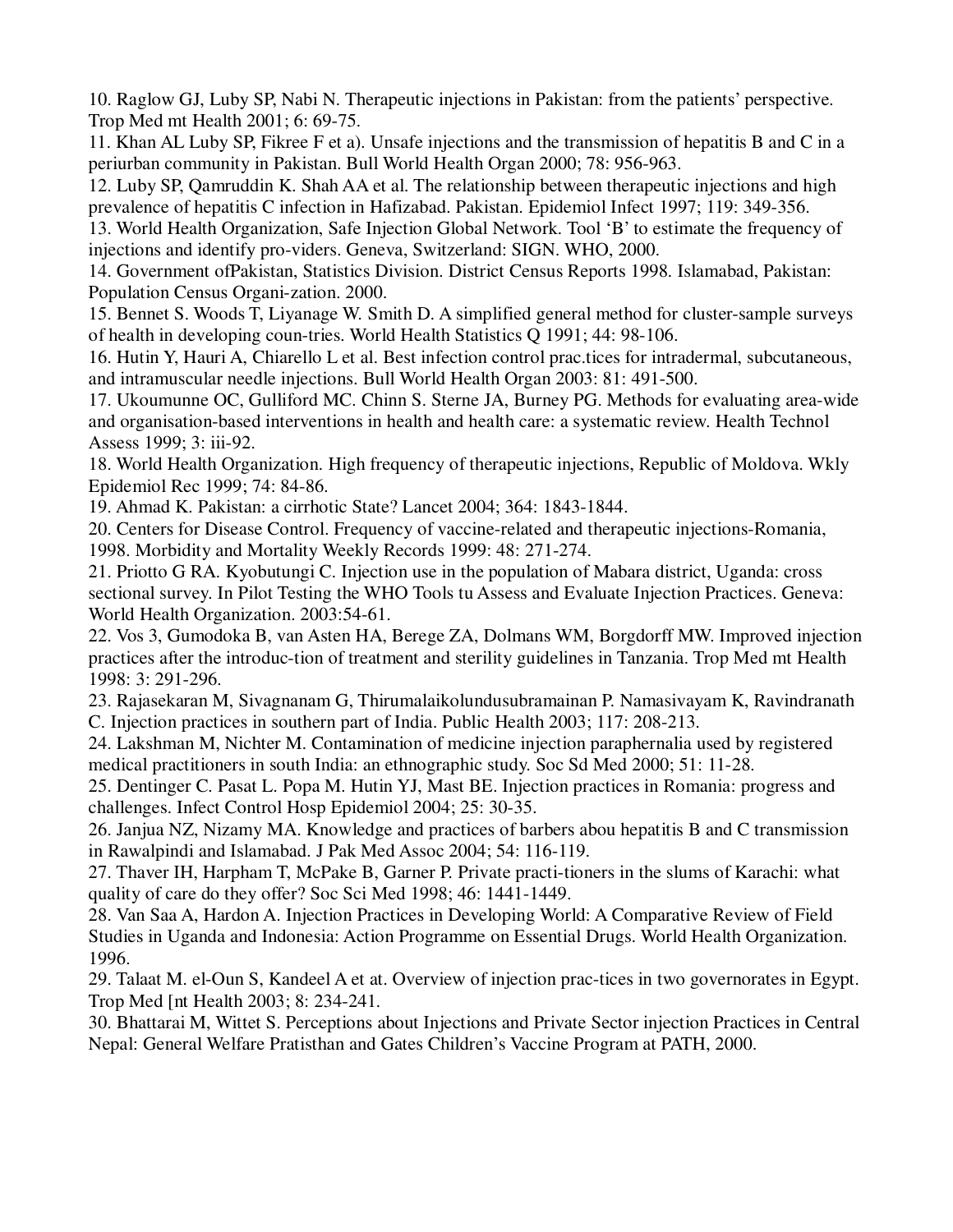10. Raglow GJ, Luby SP, Nabi N. Therapeutic injections in Pakistan: from the patients' perspective. Trop Med mt Health 2001; 6: 69-75.

11. Khan AL Luby SP, Fikree F et a). Unsafe injections and the transmission of hepatitis B and C in a periurban community in Pakistan. Bull World Health Organ 2000; 78: 956-963.

12. Luby SP, Qamruddin K. Shah AA et al. The relationship between therapeutic injections and high prevalence of hepatitis C infection in Hafizabad. Pakistan. Epidemiol Infect 1997; 119: 349-356.

13. World Health Organization, Safe Injection Global Network. Tool 'B' to estimate the frequency of injections and identify pro-viders. Geneva, Switzerland: SIGN. WHO, 2000.

14. Government ofPakistan, Statistics Division. District Census Reports 1998. Islamabad, Pakistan: Population Census Organi-zation. 2000.

15. Bennet S. Woods T, Liyanage W. Smith D. A simplified general method for cluster-sample surveys of health in developing coun-tries. World Health Statistics Q 1991; 44: 98-106.

16. Hutin Y, Hauri A, Chiarello L et al. Best infection control prac.tices for intradermal, subcutaneous, and intramuscular needle injections. Bull World Health Organ 2003: 81: 491-500.

17. Ukoumunne OC, Gulliford MC. Chinn S. Sterne JA, Burney PG. Methods for evaluating area-wide and organisation-based interventions in health and health care: a systematic review. Health Technol Assess 1999; 3: iii-92.

18. World Health Organization. High frequency of therapeutic injections, Republic of Moldova. Wkly Epidemiol Rec 1999; 74: 84-86.

19. Ahmad K. Pakistan: a cirrhotic State? Lancet 2004; 364: 1843-1844.

20. Centers for Disease Control. Frequency of vaccine-related and therapeutic injections-Romania, 1998. Morbidity and Mortality Weekly Records 1999: 48: 271-274.

21. Priotto G RA. Kyobutungi C. Injection use in the population of Mabara district, Uganda: cross sectional survey. In Pilot Testing the WHO Tools tu Assess and Evaluate Injection Practices. Geneva: World Health Organization. 2003:54-61.

22. Vos 3, Gumodoka B, van Asten HA, Berege ZA, Dolmans WM, Borgdorff MW. Improved injection practices after the introduc-tion of treatment and sterility guidelines in Tanzania. Trop Med mt Health 1998: 3: 291-296.

23. Rajasekaran M, Sivagnanam G, Thirumalaikolundusubramainan P. Namasivayam K, Ravindranath C. Injection practices in southern part of India. Public Health 2003; 117: 208-213.

24. Lakshman M, Nichter M. Contamination of medicine injection paraphernalia used by registered medical practitioners in south India: an ethnographic study. Soc Sd Med 2000; 51: 11-28.

25. Dentinger C. Pasat L. Popa M. Hutin YJ, Mast BE. Injection practices in Romania: progress and challenges. Infect Control Hosp Epidemiol 2004; 25: 30-35.

26. Janjua NZ, Nizamy MA. Knowledge and practices of barbers abou hepatitis B and C transmission in Rawalpindi and Islamabad. J Pak Med Assoc 2004; 54: 116-119.

27. Thaver IH, Harpham T, McPake B, Garner P. Private practi-tioners in the slums of Karachi: what quality of care do they offer? Soc Sci Med 1998; 46: 1441-1449.

28. Van Saa A, Hardon A. Injection Practices in Developing World: A Comparative Review of Field Studies in Uganda and Indonesia: Action Programme on Essential Drugs. World Health Organization. 1996.

29. Talaat M. el-Oun S, Kandeel A et at. Overview of injection prac-tices in two governorates in Egypt. Trop Med [nt Health 2003; 8: 234-241.

30. Bhattarai M, Wittet S. Perceptions about Injections and Private Sector injection Practices in Central Nepal: General Welfare Pratisthan and Gates Children's Vaccine Program at PATH, 2000.